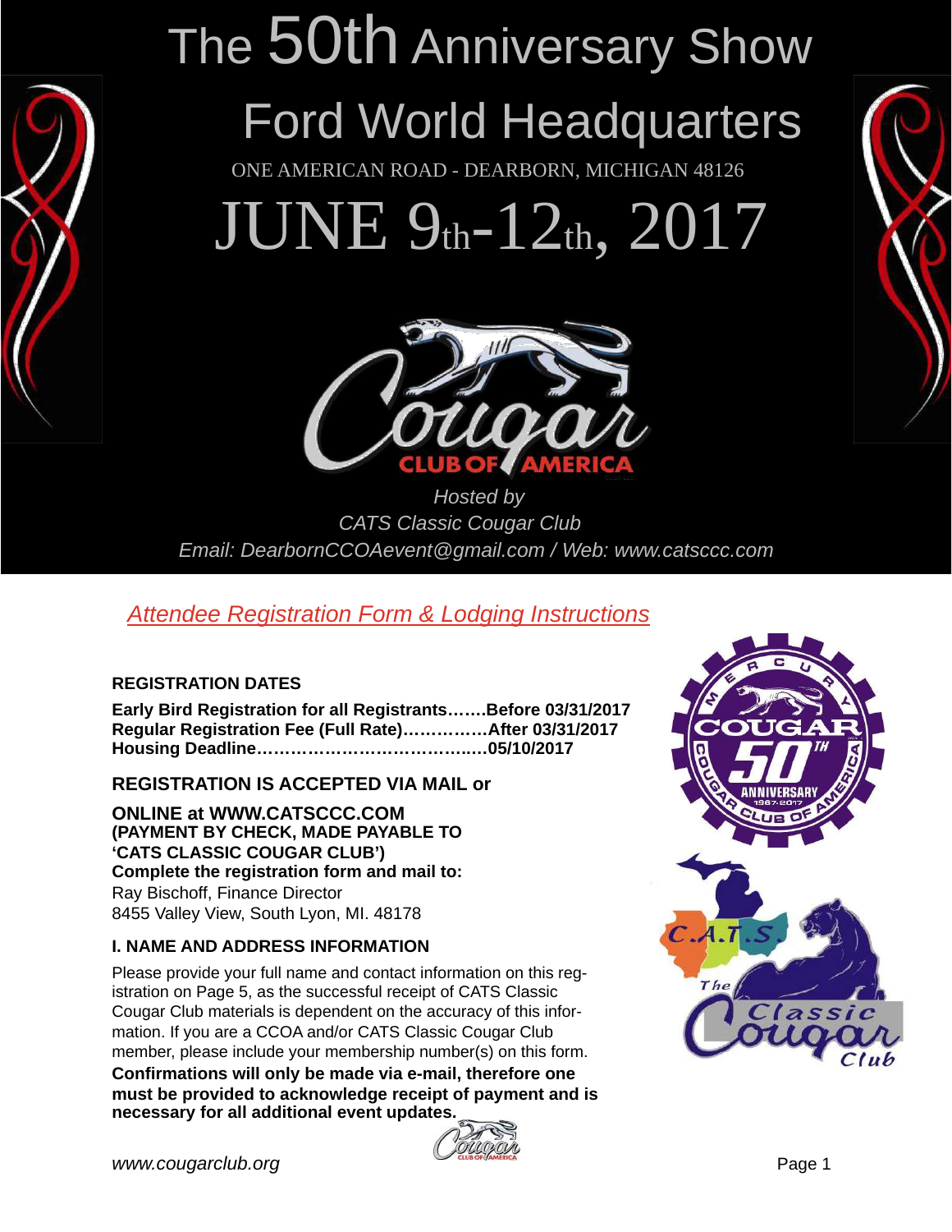# The 50th Anniversary Show

# Ford World Headquarters

ONE AMERICAN ROAD - DEARBORN, MICHIGAN 48126

# JUNE 9th-12th, 2017

*Hosted by*
*CATS Classic Cougar Club*
*Email: DearbornCCOAevent@gmail.com / Web: www.catsccc.com*

## *Attendee Registration Form & Lodging Instructions*

### REGISTRATION DATES

**Early Bird Registration for all Registrants…….Before 03/31/2017**
**Regular Registration Fee (Full Rate)……………After 03/31/2017**
**Housing Deadline……………………………..…05/10/2017**

### REGISTRATION IS ACCEPTED VIA MAIL or

**ONLINE at WWW.CATSCCC.COM**
**(PAYMENT BY CHECK, MADE PAYABLE TO 'CATS CLASSIC COUGAR CLUB')**
**Complete the registration form and mail to:**
Ray Bischoff, Finance Director
8455 Valley View, South Lyon, MI. 48178

### I. NAME AND ADDRESS INFORMATION

Please provide your full name and contact information on this registration on Page 5, as the successful receipt of CATS Classic Cougar Club materials is dependent on the accuracy of this information. If you are a CCOA and/or CATS Classic Cougar Club member, please include your membership number(s) on this form. **Confirmations will only be made via e-mail, therefore one must be provided to acknowledge receipt of payment and is necessary for all additional event updates.**

*www.cougarclub.org*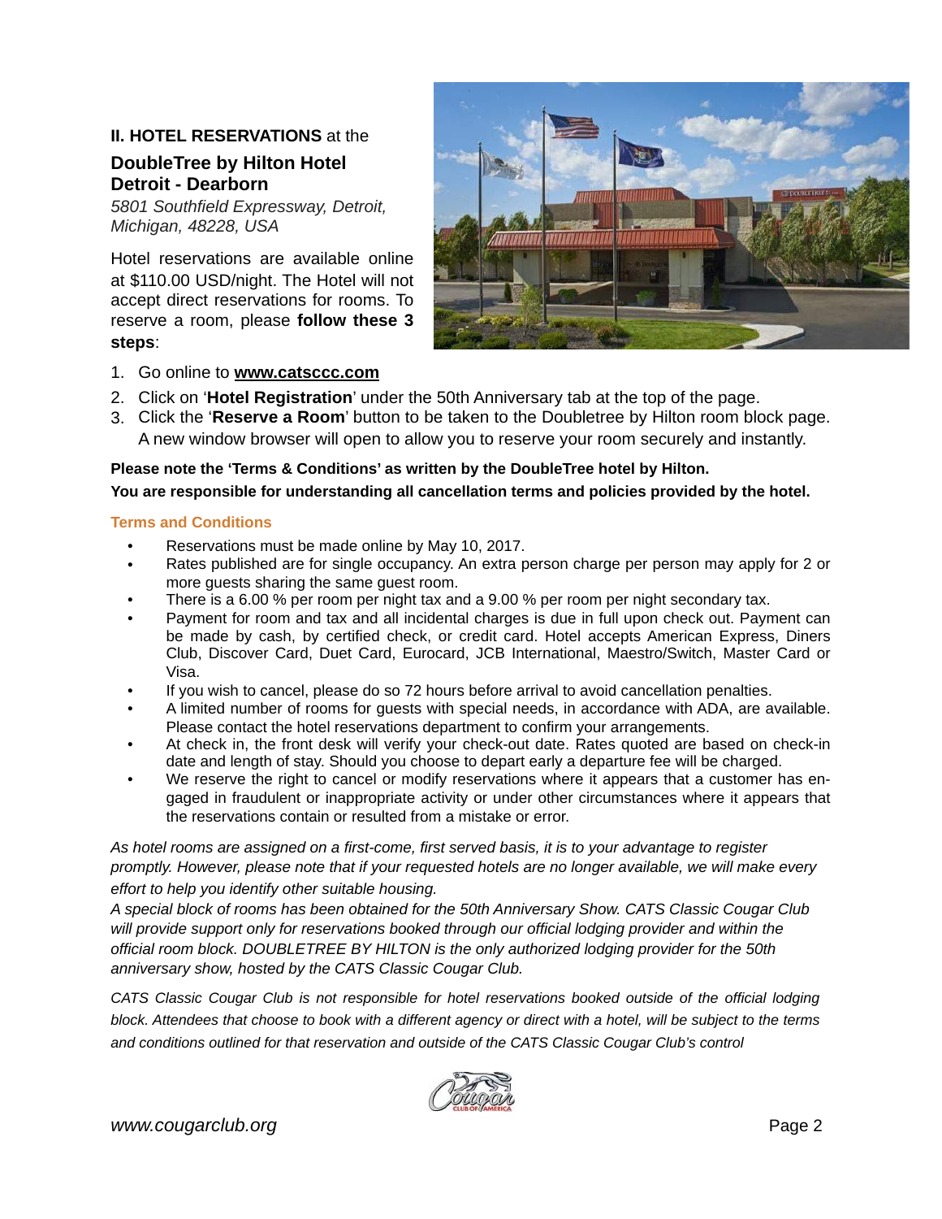## **II. HOTEL RESERVATIONS** at the

## DoubleTree by Hilton Hotel Detroit - Dearborn

*5801 Southfield Expressway, Detroit, Michigan, 48228, USA*

Hotel reservations are available online at $110.00 USD/night. The Hotel will not accept direct reservations for rooms. To reserve a room, please **follow these 3 steps**:

1. Go online to **www.catsccc.com**
2. Click on '**Hotel Registration**' under the 50th Anniversary tab at the top of the page.
3. Click the '**Reserve a Room**' button to be taken to the Doubletree by Hilton room block page. A new window browser will open to allow you to reserve your room securely and instantly.

**Please note the 'Terms & Conditions' as written by the DoubleTree hotel by Hilton.**
**You are responsible for understanding all cancellation terms and policies provided by the hotel.**

### Terms and Conditions

- Reservations must be made online by May 10, 2017.
- Rates published are for single occupancy. An extra person charge per person may apply for 2 or more guests sharing the same guest room.
- There is a 6.00 % per room per night tax and a 9.00 % per room per night secondary tax.
- Payment for room and tax and all incidental charges is due in full upon check out. Payment can be made by cash, by certified check, or credit card. Hotel accepts American Express, Diners Club, Discover Card, Duet Card, Eurocard, JCB International, Maestro/Switch, Master Card or Visa.
- If you wish to cancel, please do so 72 hours before arrival to avoid cancellation penalties.
- A limited number of rooms for guests with special needs, in accordance with ADA, are available. Please contact the hotel reservations department to confirm your arrangements.
- At check in, the front desk will verify your check-out date. Rates quoted are based on check-in date and length of stay. Should you choose to depart early a departure fee will be charged.
- We reserve the right to cancel or modify reservations where it appears that a customer has engaged in fraudulent or inappropriate activity or under other circumstances where it appears that the reservations contain or resulted from a mistake or error.

*As hotel rooms are assigned on a first-come, first served basis, it is to your advantage to register promptly. However, please note that if your requested hotels are no longer available, we will make every effort to help you identify other suitable housing.*
*A special block of rooms has been obtained for the 50th Anniversary Show. CATS Classic Cougar Club will provide support only for reservations booked through our official lodging provider and within the official room block. DOUBLETREE BY HILTON is the only authorized lodging provider for the 50th anniversary show, hosted by the CATS Classic Cougar Club.*

*CATS Classic Cougar Club is not responsible for hotel reservations booked outside of the official lodging block. Attendees that choose to book with a different agency or direct with a hotel, will be subject to the terms and conditions outlined for that reservation and outside of the CATS Classic Cougar Club's control*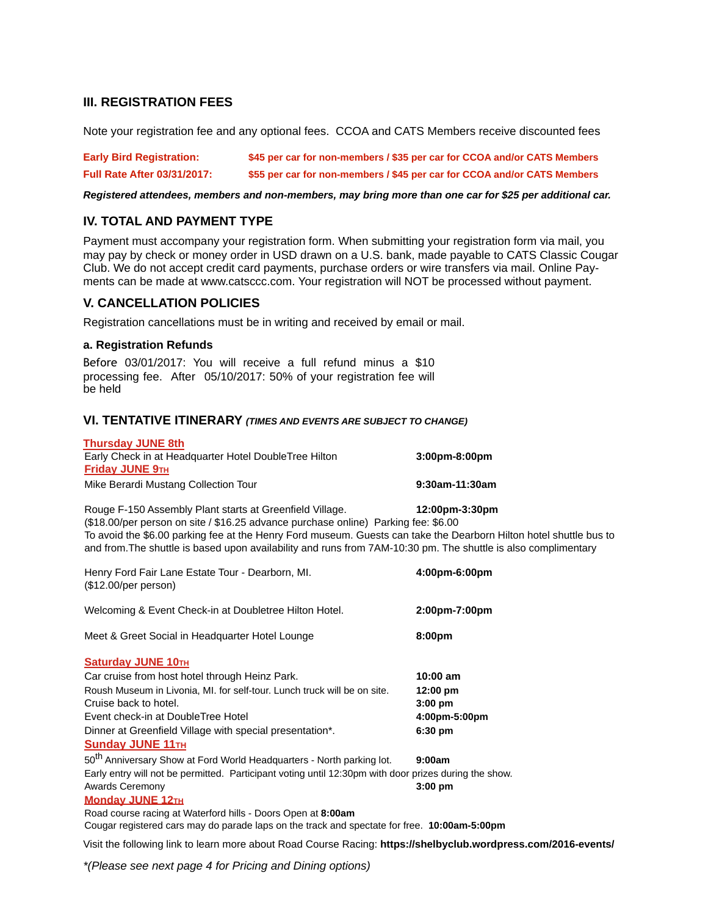## III. REGISTRATION FEES

Note your registration fee and any optional fees. CCOA and CATS Members receive discounted fees

| | |
|---|---|
| **Early Bird Registration:** | **$45 per car for non-members / $35 per car for CCOA and/or CATS Members** |
| **Full Rate After 03/31/2017:** | **$55 per car for non-members / $45 per car for CCOA and/or CATS Members** |

***Registered attendees, members and non-members, may bring more than one car for $25 per additional car.***

## IV. TOTAL AND PAYMENT TYPE

Payment must accompany your registration form. When submitting your registration form via mail, you may pay by check or money order in USD drawn on a U.S. bank, made payable to CATS Classic Cougar Club. We do not accept credit card payments, purchase orders or wire transfers via mail. Online Payments can be made at www.catsccc.com. Your registration will NOT be processed without payment.

## V. CANCELLATION POLICIES

Registration cancellations must be in writing and received by email or mail.

### a. Registration Refunds

Before 03/01/2017: You will receive a full refund minus a $10 processing fee. After 05/10/2017: 50% of your registration fee will be held

## VI. TENTATIVE ITINERARY *(TIMES AND EVENTS ARE SUBJECT TO CHANGE)*

**Thursday JUNE 8th**

Early Check in at Headquarter Hotel DoubleTree Hilton — **3:00pm-8:00pm**

**Friday JUNE 9TH**

Mike Berardi Mustang Collection Tour — **9:30am-11:30am**

Rouge F-150 Assembly Plant starts at Greenfield Village. — **12:00pm-3:30pm**
($18.00/per person on site / $16.25 advance purchase online) Parking fee: $6.00
To avoid the $6.00 parking fee at the Henry Ford museum. Guests can take the Dearborn Hilton hotel shuttle bus to and from.The shuttle is based upon availability and runs from 7AM-10:30 pm. The shuttle is also complimentary

Henry Ford Fair Lane Estate Tour - Dearborn, MI. — **4:00pm-6:00pm**
($12.00/per person)

Welcoming & Event Check-in at Doubletree Hilton Hotel. — **2:00pm-7:00pm**

Meet & Greet Social in Headquarter Hotel Lounge — **8:00pm**

**Saturday JUNE 10TH**

Car cruise from host hotel through Heinz Park. — **10:00 am**
Roush Museum in Livonia, MI. for self-tour. Lunch truck will be on site. — **12:00 pm**
Cruise back to hotel. — **3:00 pm**
Event check-in at DoubleTree Hotel — **4:00pm-5:00pm**
Dinner at Greenfield Village with special presentation*. — **6:30 pm**

**Sunday JUNE 11TH**

50th Anniversary Show at Ford World Headquarters - North parking lot. — **9:00am**
Early entry will not be permitted. Participant voting until 12:30pm with door prizes during the show.
Awards Ceremony — **3:00 pm**

**Monday JUNE 12TH**

Road course racing at Waterford hills - Doors Open at **8:00am**
Cougar registered cars may do parade laps on the track and spectate for free. **10:00am-5:00pm**

Visit the following link to learn more about Road Course Racing: **https://shelbyclub.wordpress.com/2016-events/**

*\*(Please see next page 4 for Pricing and Dining options)*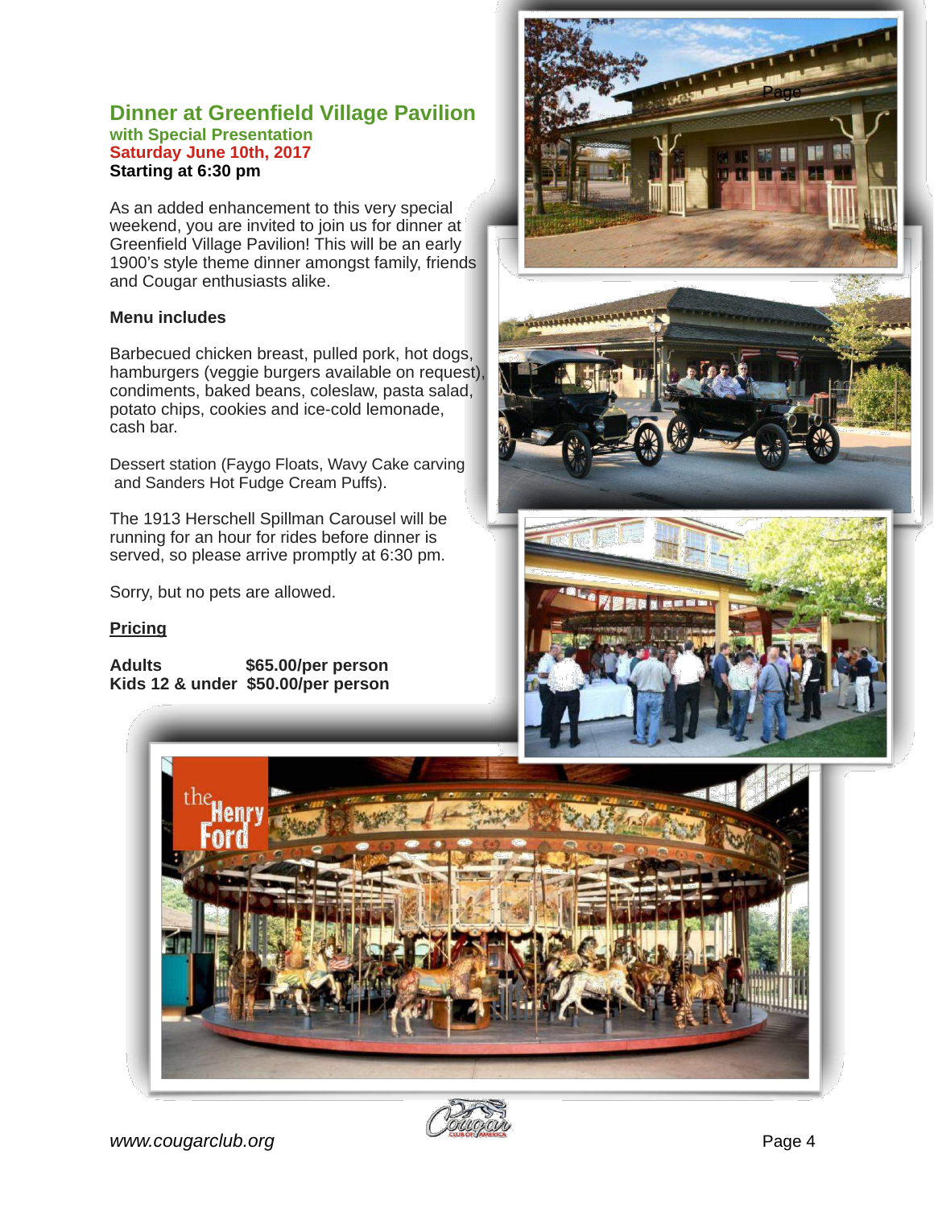## Dinner at Greenfield Village Pavilion

**with Special Presentation**

**Saturday June 10th, 2017**

**Starting at 6:30 pm**

As an added enhancement to this very special weekend, you are invited to join us for dinner at Greenfield Village Pavilion! This will be an early 1900's style theme dinner amongst family, friends and Cougar enthusiasts alike.

**Menu includes**

Barbecued chicken breast, pulled pork, hot dogs, hamburgers (veggie burgers available on request), condiments, baked beans, coleslaw, pasta salad, potato chips, cookies and ice-cold lemonade, cash bar.

Dessert station (Faygo Floats, Wavy Cake carving and Sanders Hot Fudge Cream Puffs).

The 1913 Herschell Spillman Carousel will be running for an hour for rides before dinner is served, so please arrive promptly at 6:30 pm.

Sorry, but no pets are allowed.

**Pricing**

**Adults** **$65.00/per person**
**Kids 12 & under** **$50.00/per person**

*www.cougarclub.org*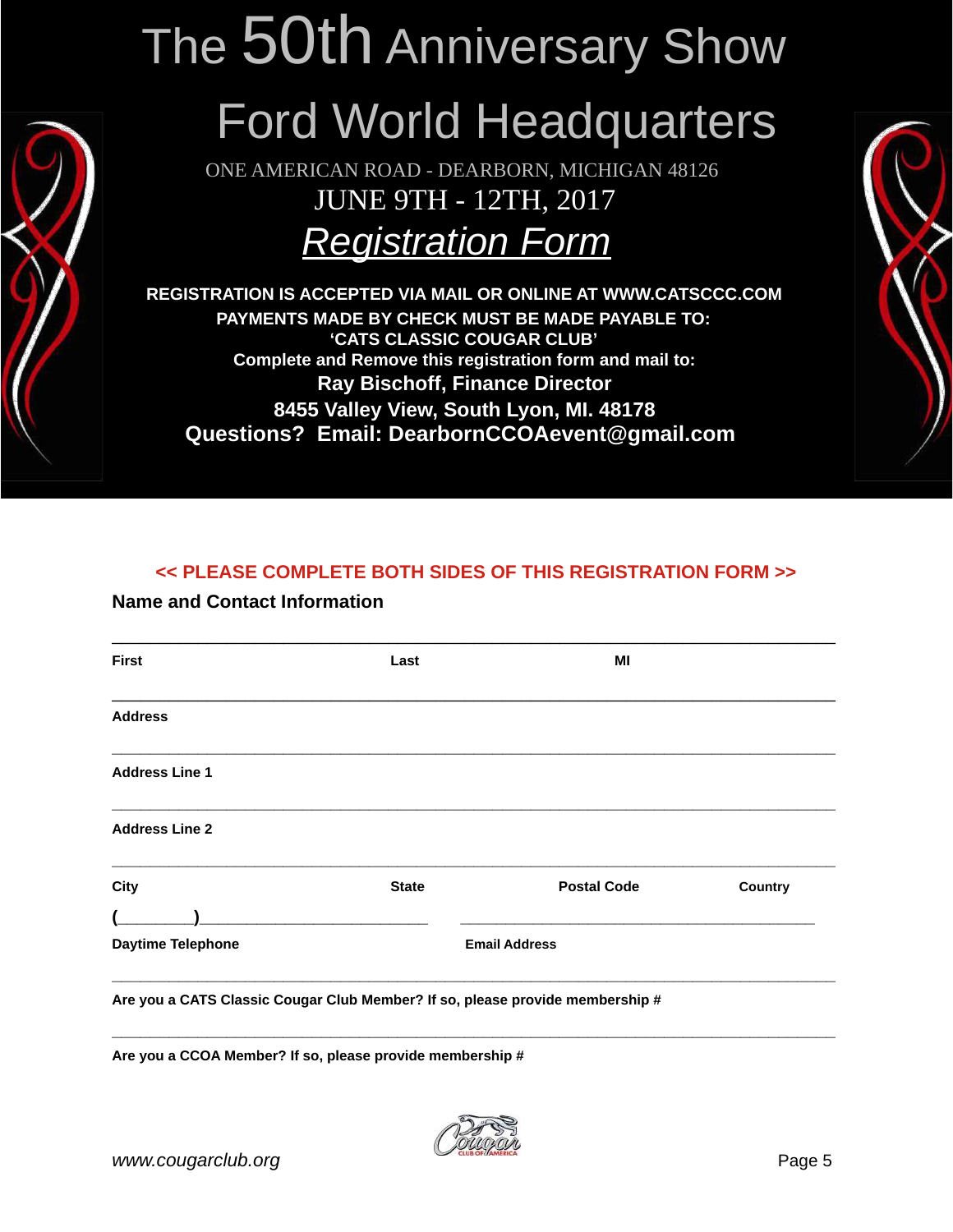# The 50th Anniversary Show

# Ford World Headquarters

ONE AMERICAN ROAD - DEARBORN, MICHIGAN 48126

JUNE 9TH - 12TH, 2017

## *Registration Form*

**REGISTRATION IS ACCEPTED VIA MAIL OR ONLINE AT WWW.CATSCCC.COM**

**PAYMENTS MADE BY CHECK MUST BE MADE PAYABLE TO:**
**'CATS CLASSIC COUGAR CLUB'**

**Complete and Remove this registration form and mail to:**

**Ray Bischoff, Finance Director**

**8455 Valley View, South Lyon, MI. 48178**

**Questions? Email: DearbornCCOAevent@gmail.com**

**<< PLEASE COMPLETE BOTH SIDES OF THIS REGISTRATION FORM >>**

### Name and Contact Information

______________________________________________________________________

**First** **Last** **MI**

______________________________________________________________________

**Address**

______________________________________________________________________

**Address Line 1**

______________________________________________________________________

**Address Line 2**

______________________________________________________________________

**City** **State** **Postal Code** **Country**

(________)__________________________ ________________________________________

**Daytime Telephone** **Email Address**

______________________________________________________________________

**Are you a CATS Classic Cougar Club Member? If so, please provide membership #**

______________________________________________________________________

**Are you a CCOA Member? If so, please provide membership #**

*www.cougarclub.org*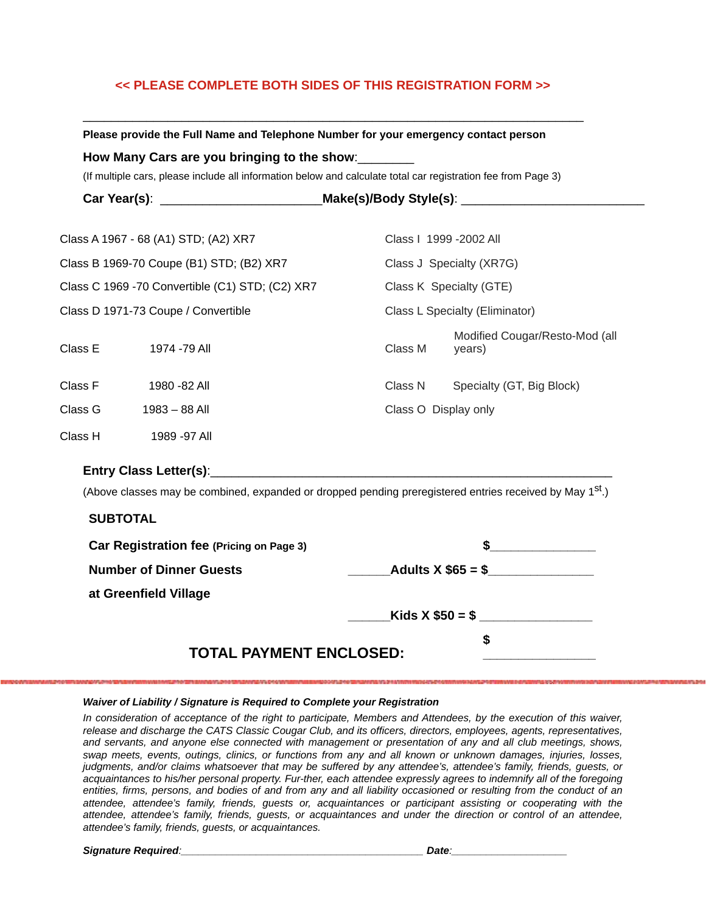**<< PLEASE COMPLETE BOTH SIDES OF THIS REGISTRATION FORM >>**

___________________________________________________________________________

**Please provide the Full Name and Telephone Number for your emergency contact person**

**How Many Cars are you bringing to the show**:________

(If multiple cars, please include all information below and calculate total car registration fee from Page 3)

**Car Year(s)**: ________________________**Make(s)/Body Style(s)**: ___________________________

| | |
|---|---|
| Class A 1967 - 68 (A1) STD; (A2) XR7 | Class I 1999 -2002 All |
| Class B 1969-70 Coupe (B1) STD; (B2) XR7 | Class J Specialty (XR7G) |
| Class C 1969 -70 Convertible (C1) STD; (C2) XR7 | Class K Specialty (GTE) |
| Class D 1971-73 Coupe / Convertible | Class L Specialty (Eliminator) |
| Class E 1974 -79 All | Class M Modified Cougar/Resto-Mod (all years) |
| Class F 1980 -82 All | Class N Specialty (GT, Big Block) |
| Class G 1983 – 88 All | Class O Display only |
| Class H 1989 -97 All | |

**Entry Class Letter(s)**:_______________________________________________________

(Above classes may be combined, expanded or dropped pending preregistered entries received by May 1st.)

**SUBTOTAL**

**Car Registration fee** **(Pricing on Page 3)** **$**_______________

**Number of Dinner Guests at Greenfield Village** ______**Adults X $65 = $**_______________

______**Kids X $50 = $** _______________

**TOTAL PAYMENT ENCLOSED:** **$** _______________

***Waiver of Liability / Signature is Required to Complete your Registration***

*In consideration of acceptance of the right to participate, Members and Attendees, by the execution of this waiver, release and discharge the CATS Classic Cougar Club, and its officers, directors, employees, agents, representatives, and servants, and anyone else connected with management or presentation of any and all club meetings, shows, swap meets, events, outings, clinics, or functions from any and all known or unknown damages, injuries, losses, judgments, and/or claims whatsoever that may be suffered by any attendee's, attendee's family, friends, guests, or acquaintances to his/her personal property. Fur-ther, each attendee expressly agrees to indemnify all of the foregoing entities, firms, persons, and bodies of and from any and all liability occasioned or resulting from the conduct of an attendee, attendee's family, friends, guests or, acquaintances or participant assisting or cooperating with the attendee, attendee's family, friends, guests, or acquaintances and under the direction or control of an attendee, attendee's family, friends, guests, or acquaintances.*

***Signature Required***:_________________________________________ ***Date***:____________________